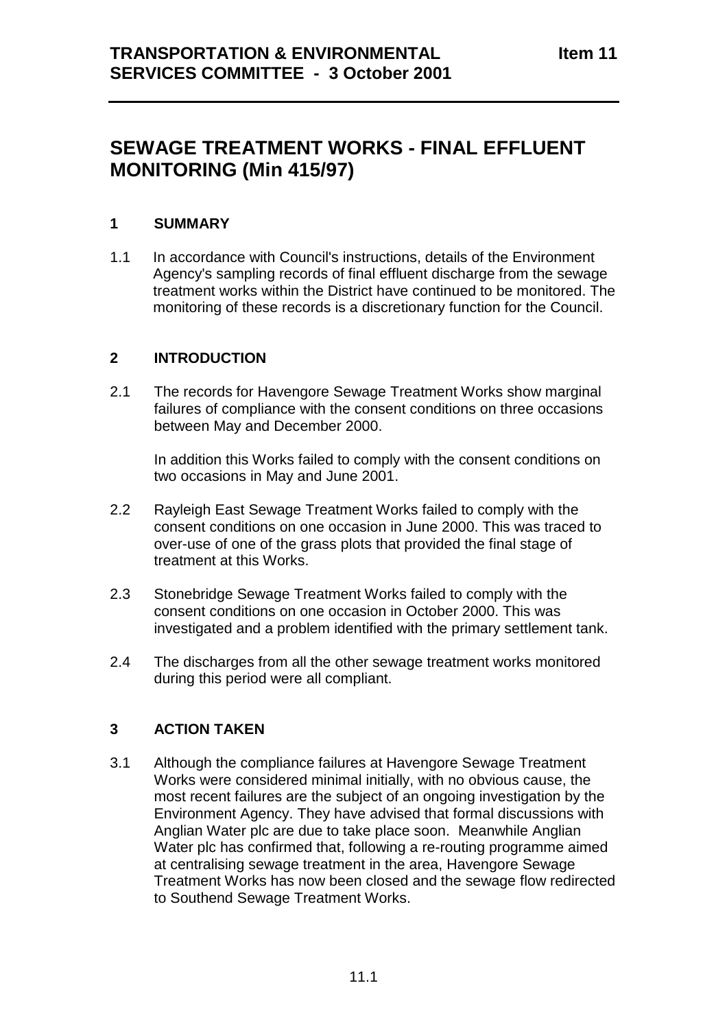**TRANSPORTATION & ENVIRONMENTAL SERVICES COMMITTEE - 3 October 2001** **Item 11**

# SEWAGE TREATMENT WORKS - FINAL EFFLUENT MONITORING (Min 415/97)

## 1 SUMMARY

1.1 In accordance with Council's instructions, details of the Environment Agency's sampling records of final effluent discharge from the sewage treatment works within the District have continued to be monitored. The monitoring of these records is a discretionary function for the Council.

## 2 INTRODUCTION

2.1 The records for Havengore Sewage Treatment Works show marginal failures of compliance with the consent conditions on three occasions between May and December 2000.

In addition this Works failed to comply with the consent conditions on two occasions in May and June 2001.

2.2 Rayleigh East Sewage Treatment Works failed to comply with the consent conditions on one occasion in June 2000. This was traced to over-use of one of the grass plots that provided the final stage of treatment at this Works.

2.3 Stonebridge Sewage Treatment Works failed to comply with the consent conditions on one occasion in October 2000. This was investigated and a problem identified with the primary settlement tank.

2.4 The discharges from all the other sewage treatment works monitored during this period were all compliant.

## 3 ACTION TAKEN

3.1 Although the compliance failures at Havengore Sewage Treatment Works were considered minimal initially, with no obvious cause, the most recent failures are the subject of an ongoing investigation by the Environment Agency. They have advised that formal discussions with Anglian Water plc are due to take place soon. Meanwhile Anglian Water plc has confirmed that, following a re-routing programme aimed at centralising sewage treatment in the area, Havengore Sewage Treatment Works has now been closed and the sewage flow redirected to Southend Sewage Treatment Works.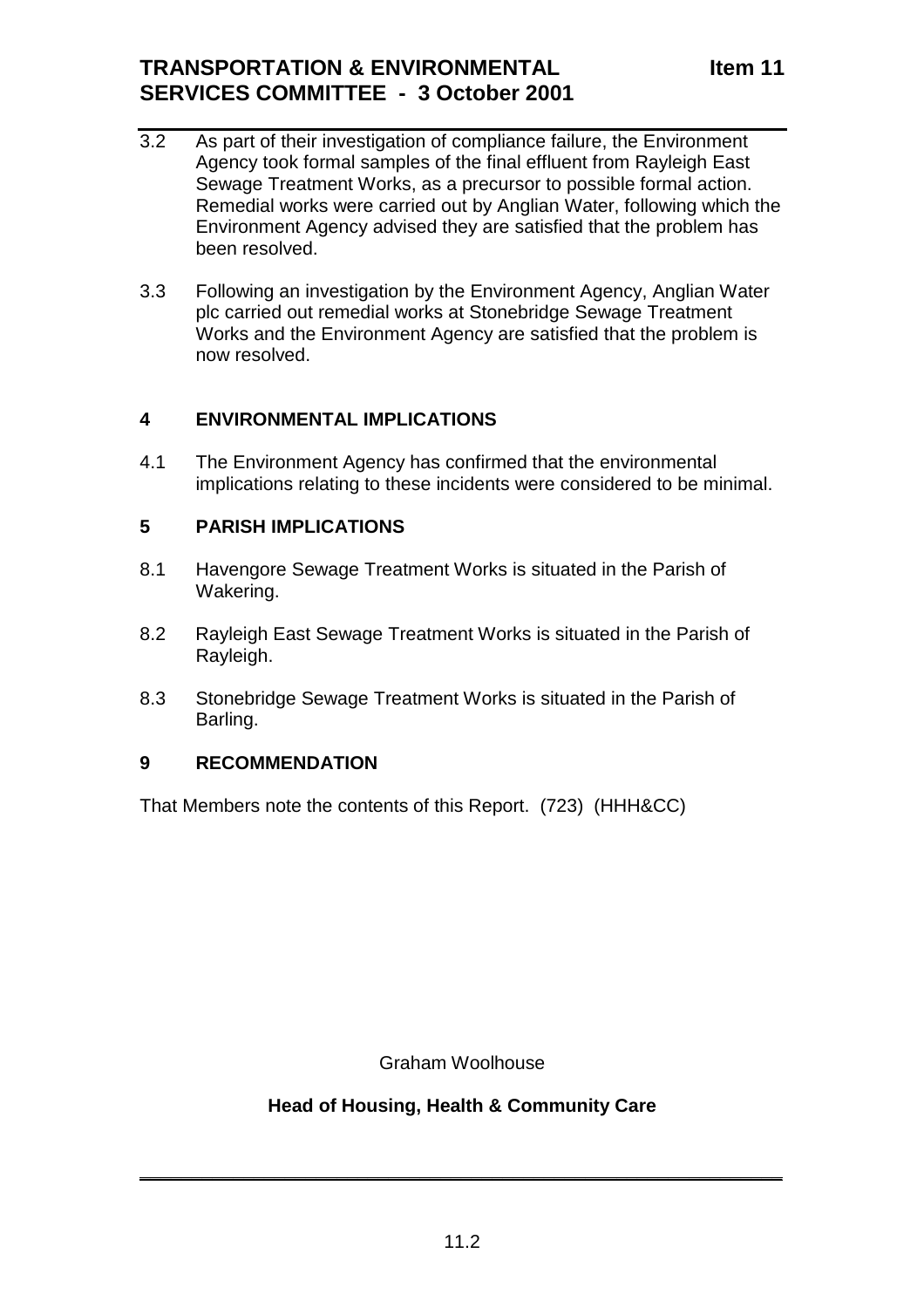3.2 As part of their investigation of compliance failure, the Environment Agency took formal samples of the final effluent from Rayleigh East Sewage Treatment Works, as a precursor to possible formal action. Remedial works were carried out by Anglian Water, following which the Environment Agency advised they are satisfied that the problem has been resolved.

3.3 Following an investigation by the Environment Agency, Anglian Water plc carried out remedial works at Stonebridge Sewage Treatment Works and the Environment Agency are satisfied that the problem is now resolved.

## 4 ENVIRONMENTAL IMPLICATIONS

4.1 The Environment Agency has confirmed that the environmental implications relating to these incidents were considered to be minimal.

## 5 PARISH IMPLICATIONS

8.1 Havengore Sewage Treatment Works is situated in the Parish of Wakering.

8.2 Rayleigh East Sewage Treatment Works is situated in the Parish of Rayleigh.

8.3 Stonebridge Sewage Treatment Works is situated in the Parish of Barling.

## 9 RECOMMENDATION

That Members note the contents of this Report. (723) (HHH&CC)

Graham Woolhouse

**Head of Housing, Health & Community Care**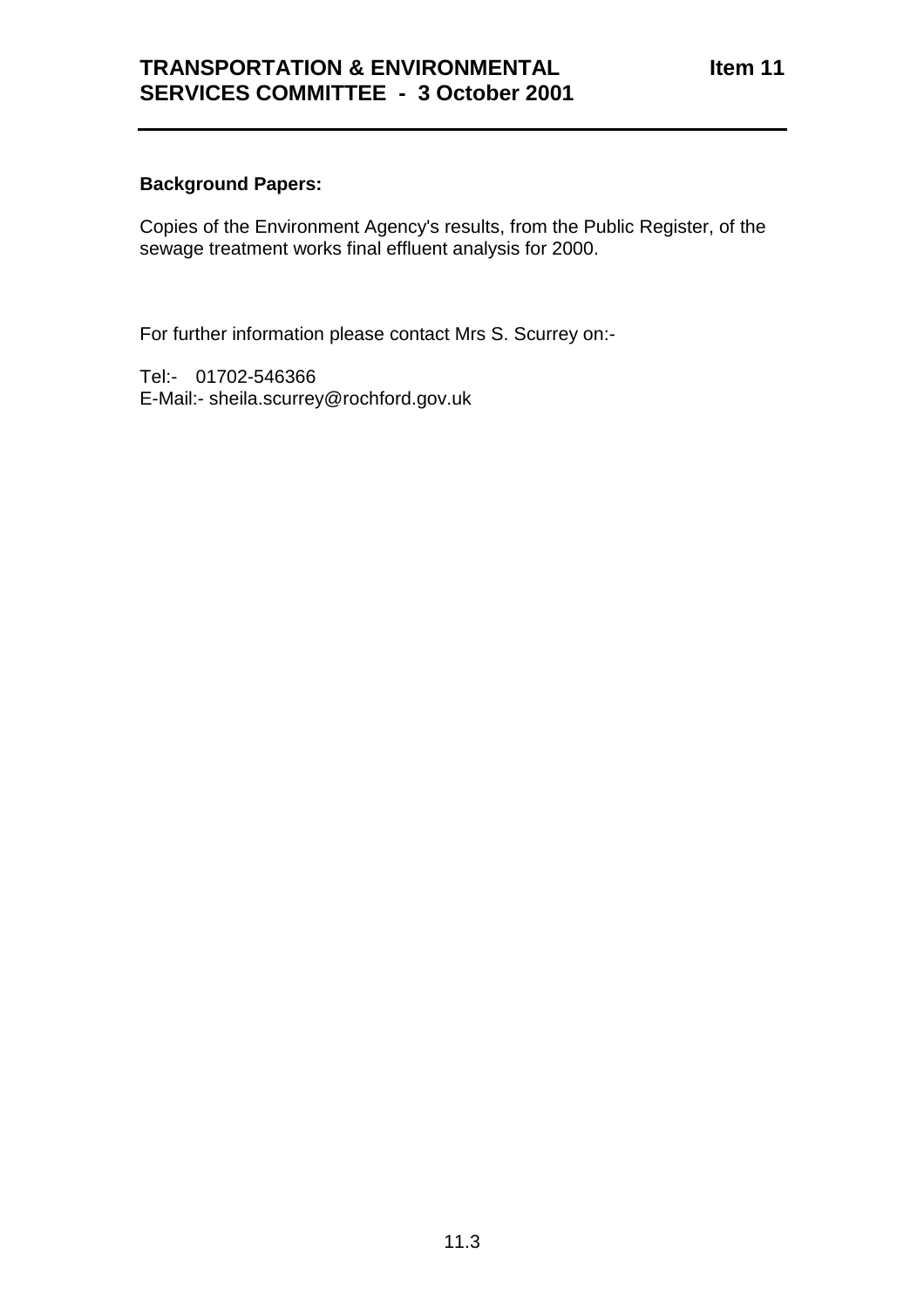**Background Papers:**

Copies of the Environment Agency's results, from the Public Register, of the sewage treatment works final effluent analysis for 2000.

For further information please contact Mrs S. Scurrey on:-

Tel:- 01702-546366
E-Mail:- sheila.scurrey@rochford.gov.uk